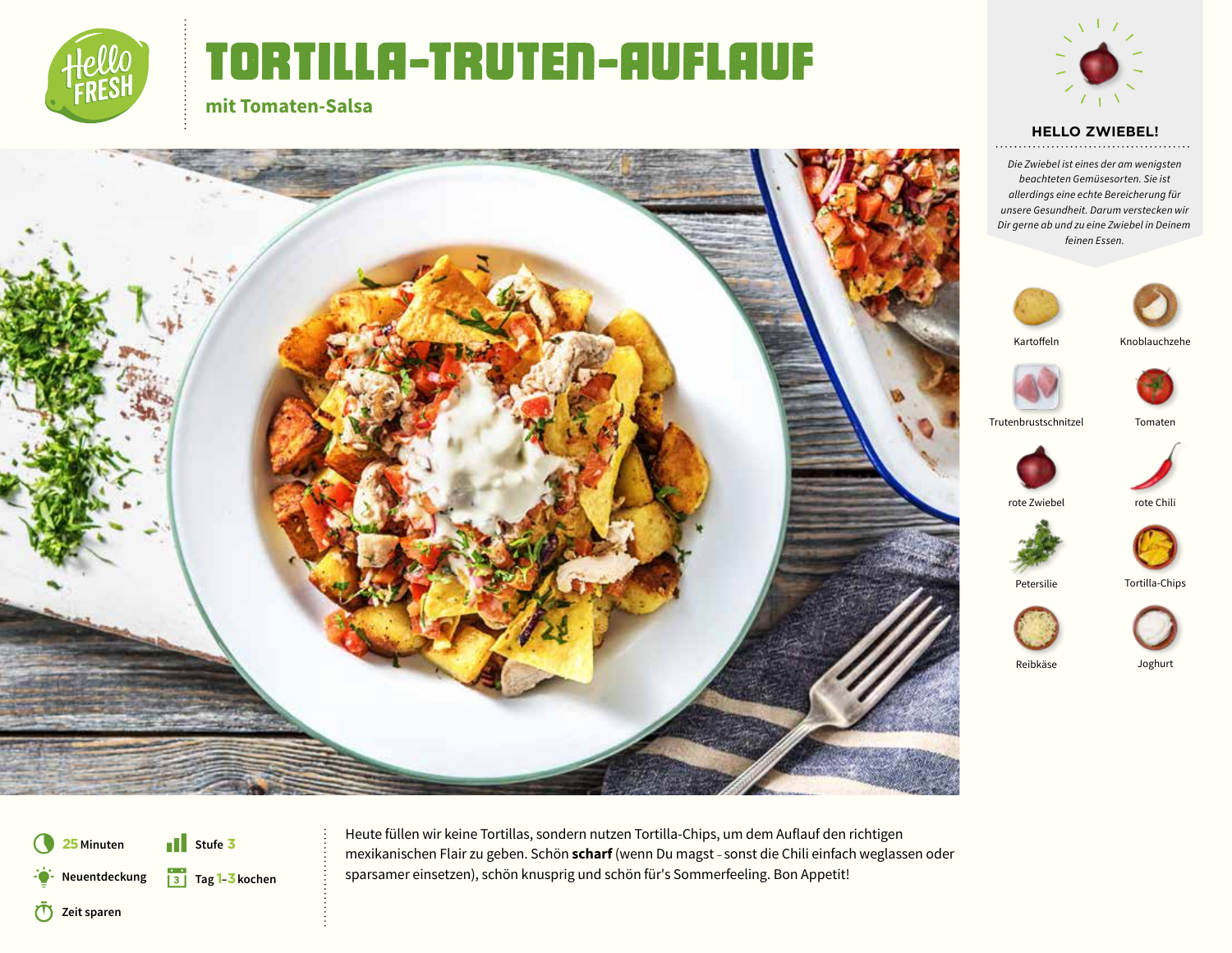# TORTILLA-TRUTEN-AUFLAUF

## mit Tomaten-Salsa

### HELLO ZWIEBEL!

*Die Zwiebel ist eines der am wenigsten beachteten Gemüsesorten. Sie ist allerdings eine echte Bereicherung für unsere Gesundheit. Darum verstecken wir Dir gerne ab und zu eine Zwiebel in Deinem feinen Essen.*

- Kartoffeln
- Knoblauchzehe
- Trutenbrustschnitzel
- Tomaten
- rote Zwiebel
- rote Chili
- Petersilie
- Tortilla-Chips
- Reibkäse
- Joghurt

**25 Minuten** | **Stufe 3**

**Neuentdeckung** | **Tag 1–3 kochen**

**Zeit sparen**

Heute füllen wir keine Tortillas, sondern nutzen Tortilla-Chips, um dem Auflauf den richtigen mexikanischen Flair zu geben. Schön **scharf** (wenn Du magst – sonst die Chili einfach weglassen oder sparsamer einsetzen), schön knusprig und schön für's Sommerfeeling. Bon Appetit!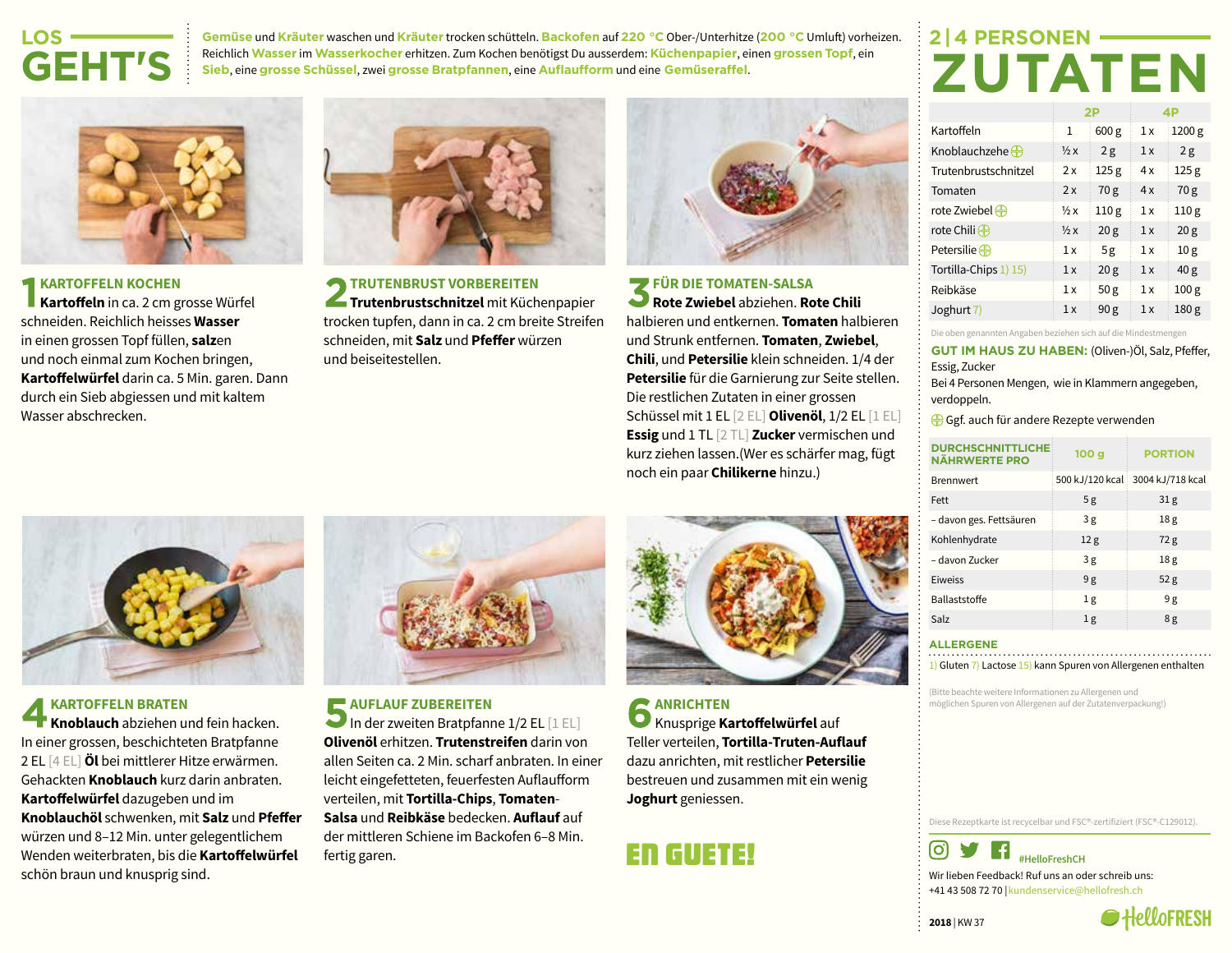# LOS GEHT'S

**Gemüse** und **Kräuter** waschen und **Kräuter** trocken schütteln. **Backofen** auf **220 °C** Ober-/Unterhitze (**200 °C** Umluft) vorheizen. Reichlich **Wasser** im **Wasserkocher** erhitzen. Zum Kochen benötigst Du ausserdem: **Küchenpapier**, einen **grossen Topf**, ein **Sieb**, eine **grosse Schüssel**, zwei **grosse Bratpfannen**, eine **Auflaufform** und eine **Gemüseraffel**.

## 1 KARTOFFELN KOCHEN

**Kartoffeln** in ca. 2 cm grosse Würfel schneiden. Reichlich heisses **Wasser** in einen grossen Topf füllen, **salz**en und noch einmal zum Kochen bringen, **Kartoffelwürfel** darin ca. 5 Min. garen. Dann durch ein Sieb abgiessen und mit kaltem Wasser abschrecken.

## 2 TRUTENBRUST VORBEREITEN

**Trutenbrustschnitzel** mit Küchenpapier trocken tupfen, dann in ca. 2 cm breite Streifen schneiden, mit **Salz** und **Pfeffer** würzen und beiseitestellen.

## 3 FÜR DIE TOMATEN-SALSA

**Rote Zwiebel** abziehen. **Rote Chili** halbieren und entkernen. **Tomaten** halbieren und Strunk entfernen. **Tomaten**, **Zwiebel**, **Chili**, und **Petersilie** klein schneiden. 1/4 der **Petersilie** für die Garnierung zur Seite stellen. Die restlichen Zutaten in einer grossen Schüssel mit 1 EL [2 EL] **Olivenöl**, 1/2 EL [1 EL] **Essig** und 1 TL [2 TL] **Zucker** vermischen und kurz ziehen lassen.(Wer es schärfer mag, fügt noch ein paar **Chilikerne** hinzu.)

## 4 KARTOFFELN BRATEN

**Knoblauch** abziehen und fein hacken. In einer grossen, beschichteten Bratpfanne 2 EL [4 EL] **Öl** bei mittlerer Hitze erwärmen. Gehackten **Knoblauch** kurz darin anbraten. **Kartoffelwürfel** dazugeben und im **Knoblauchöl** schwenken, mit **Salz** und **Pfeffer** würzen und 8–12 Min. unter gelegentlichem Wenden weiterbraten, bis die **Kartoffelwürfel** schön braun und knusprig sind.

## 5 AUFLAUF ZUBEREITEN

In der zweiten Bratpfanne 1/2 EL [1 EL] **Olivenöl** erhitzen. **Trutenstreifen** darin von allen Seiten ca. 2 Min. scharf anbraten. In einer leicht eingefetteten, feuerfesten Auflaufform verteilen, mit **Tortilla-Chips**, **Tomaten-Salsa** und **Reibkäse** bedecken. **Auflauf** auf der mittleren Schiene im Backofen 6–8 Min. fertig garen.

## 6 ANRICHTEN

Knusprige **Kartoffelwürfel** auf Teller verteilen, **Tortilla-Truten-Auflauf** dazu anrichten, mit restlicher **Petersilie** bestreuen und zusammen mit ein wenig **Joghurt** geniessen.

**EN GUETE!**

# 2|4 PERSONEN ZUTATEN

| | 2P | | 4P | |
|---|---|---|---|---|
| Kartoffeln | 1 | 600 g | 1 x | 1200 g |
| Knoblauchzehe ⊕ | ½ x | 2 g | 1 x | 2 g |
| Trutenbrustschnitzel | 2 x | 125 g | 4 x | 125 g |
| Tomaten | 2 x | 70 g | 4 x | 70 g |
| rote Zwiebel ⊕ | ½ x | 110 g | 1 x | 110 g |
| rote Chili ⊕ | ½ x | 20 g | 1 x | 20 g |
| Petersilie ⊕ | 1 x | 5 g | 1 x | 10 g |
| Tortilla-Chips 1) 15) | 1 x | 20 g | 1 x | 40 g |
| Reibkäse | 1 x | 50 g | 1 x | 100 g |
| Joghurt 7) | 1 x | 90 g | 1 x | 180 g |

Die oben genannten Angaben beziehen sich auf die Mindestmengen

**GUT IM HAUS ZU HABEN:** (Oliven-)Öl, Salz, Pfeffer, Essig, Zucker

Bei 4 Personen Mengen, wie in Klammern angegeben, verdoppeln.

⊕ Ggf. auch für andere Rezepte verwenden

| DURCHSCHNITTLICHE NÄHRWERTE PRO | 100 g | PORTION |
|---|---|---|
| Brennwert | 500 kJ/120 kcal | 3004 kJ/718 kcal |
| Fett | 5 g | 31 g |
| – davon ges. Fettsäuren | 3 g | 18 g |
| Kohlenhydrate | 12 g | 72 g |
| – davon Zucker | 3 g | 18 g |
| Eiweiss | 9 g | 52 g |
| Ballaststoffe | 1 g | 9 g |
| Salz | 1 g | 8 g |

## ALLERGENE

1) Gluten 7) Lactose 15) kann Spuren von Allergenen enthalten

(Bitte beachte weitere Informationen zu Allergenen und möglichen Spuren von Allergenen auf der Zutatenverpackung!)

Diese Rezeptkarte ist recycelbar und FSC®-zertifiziert (FSC®-C129012).

#HelloFreshCH

Wir lieben Feedback! Ruf uns an oder schreib uns:
+41 43 508 72 70 | kundenservice@hellofresh.ch

2018 | KW 37

HelloFRESH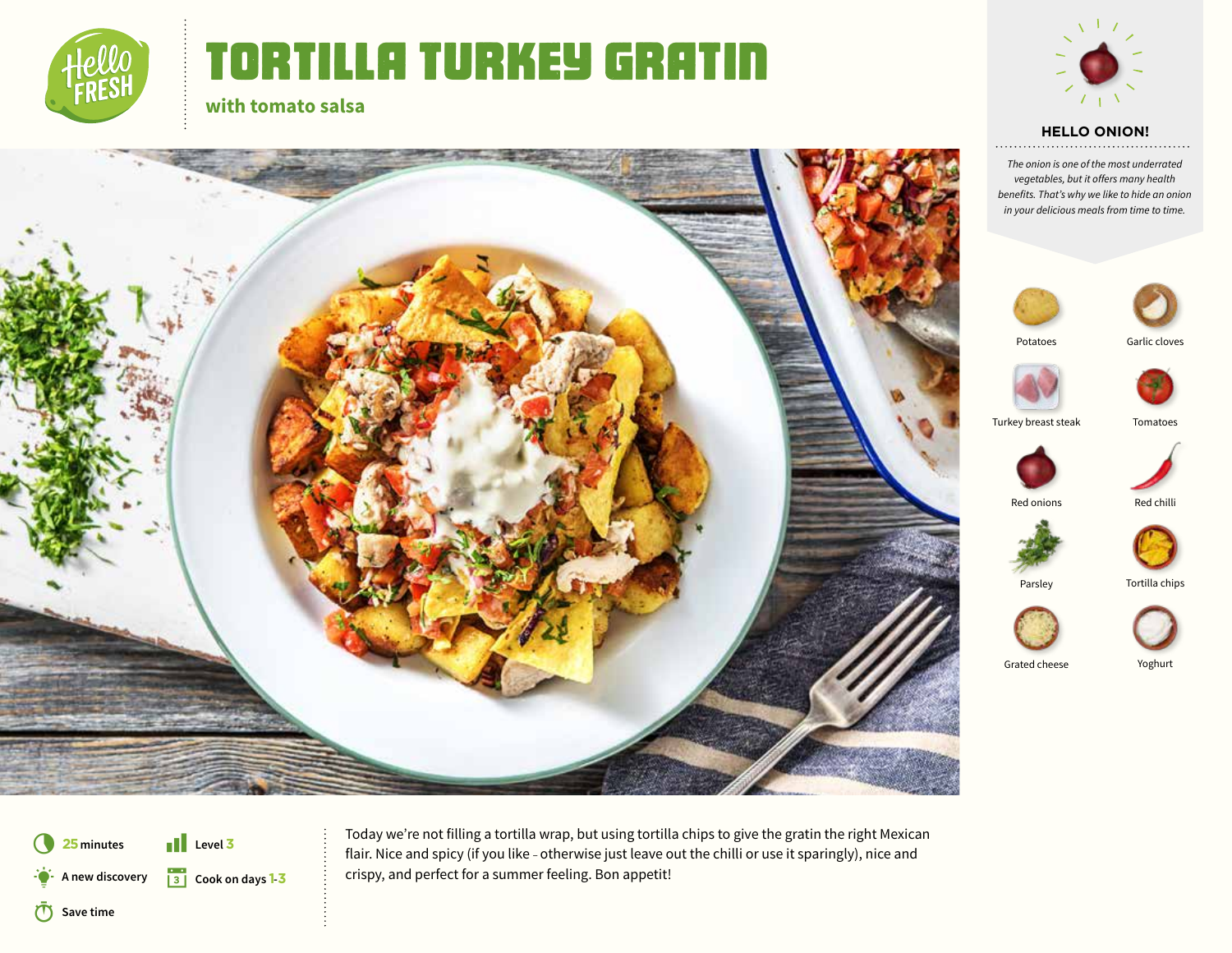# TORTILLA TURKEY GRATIN

## with tomato salsa

### HELLO ONION!

*The onion is one of the most underrated vegetables, but it offers many health benefits. That's why we like to hide an onion in your delicious meals from time to time.*

- Potatoes
- Garlic cloves
- Turkey breast steak
- Tomatoes
- Red onions
- Red chilli
- Parsley
- Tortilla chips
- Grated cheese
- Yoghurt

25 minutes

Level 3

A new discovery

Cook on days 1-3

Save time

Today we're not filling a tortilla wrap, but using tortilla chips to give the gratin the right Mexican flair. Nice and spicy (if you like – otherwise just leave out the chilli or use it sparingly), nice and crispy, and perfect for a summer feeling. Bon appetit!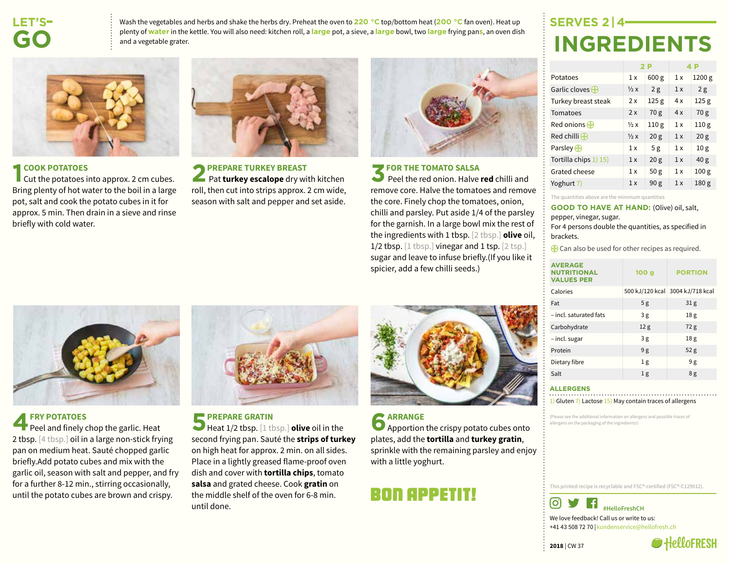# LET'S-GO

Wash the vegetables and herbs and shake the herbs dry. Preheat the oven to **220 °C** top/bottom heat (**200 °C** fan oven). Heat up plenty of **water** in the kettle. You will also need: kitchen roll, a **large** pot, a sieve, a **large** bowl, two **large** frying pan**s**, an oven dish and a vegetable grater.

## 1 COOK POTATOES

Cut the potatoes into approx. 2 cm cubes. Bring plenty of hot water to the boil in a large pot, salt and cook the potato cubes in it for approx. 5 min. Then drain in a sieve and rinse briefly with cold water.

## 2 PREPARE TURKEY BREAST

Pat **turkey escalope** dry with kitchen roll, then cut into strips approx. 2 cm wide, season with salt and pepper and set aside.

## 3 FOR THE TOMATO SALSA

Peel the red onion. Halve **red** chilli and remove core. Halve the tomatoes and remove the core. Finely chop the tomatoes, onion, chilli and parsley. Put aside 1/4 of the parsley for the garnish. In a large bowl mix the rest of the ingredients with 1 tbsp. [2 tbsp.] **olive** oil, 1/2 tbsp. [1 tbsp.] vinegar and 1 tsp. [2 tsp.] sugar and leave to infuse briefly.(If you like it spicier, add a few chilli seeds.)

## 4 FRY POTATOES

Peel and finely chop the garlic. Heat 2 tbsp. [4 tbsp.] oil in a large non-stick frying pan on medium heat. Sauté chopped garlic briefly.Add potato cubes and mix with the garlic oil, season with salt and pepper, and fry for a further 8-12 min., stirring occasionally, until the potato cubes are brown and crispy.

## 5 PREPARE GRATIN

Heat 1/2 tbsp. [1 tbsp.] **olive** oil in the second frying pan. Sauté the **strips of turkey** on high heat for approx. 2 min. on all sides. Place in a lightly greased flame-proof oven dish and cover with **tortilla chips**, tomato **salsa** and grated cheese. Cook **gratin** on the middle shelf of the oven for 6-8 min. until done.

## 6 ARRANGE

Apportion the crispy potato cubes onto plates, add the **tortilla** and **turkey gratin**, sprinkle with the remaining parsley and enjoy with a little yoghurt.

**BON APPETIT!**

## SERVES 2 | 4

# INGREDIENTS

| | 2 P | | 4 P | |
|---|---|---|---|---|
| Potatoes | 1 x | 600 g | 1 x | 1200 g |
| Garlic cloves ⊕ | ½ x | 2 g | 1 x | 2 g |
| Turkey breast steak | 2 x | 125 g | 4 x | 125 g |
| Tomatoes | 2 x | 70 g | 4 x | 70 g |
| Red onions ⊕ | ½ x | 110 g | 1 x | 110 g |
| Red chilli ⊕ | ½ x | 20 g | 1 x | 20 g |
| Parsley ⊕ | 1 x | 5 g | 1 x | 10 g |
| Tortilla chips 1) 15) | 1 x | 20 g | 1 x | 40 g |
| Grated cheese | 1 x | 50 g | 1 x | 100 g |
| Yoghurt 7) | 1 x | 90 g | 1 x | 180 g |

The quantities above are the minimum quantities

**GOOD TO HAVE AT HAND:** (Olive) oil, salt, pepper, vinegar, sugar.
For 4 persons double the quantities, as specified in brackets.

⊕ Can also be used for other recipes as required.

| AVERAGE NUTRITIONAL VALUES PER | 100 g | PORTION |
|---|---|---|
| Calories | 500 kJ/120 kcal | 3004 kJ/718 kcal |
| Fat | 5 g | 31 g |
| – incl. saturated fats | 3 g | 18 g |
| Carbohydrate | 12 g | 72 g |
| – incl. sugar | 3 g | 18 g |
| Protein | 9 g | 52 g |
| Dietary fibre | 1 g | 9 g |
| Salt | 1 g | 8 g |

**ALLERGENS**

1) Gluten 7) Lactose 15) May contain traces of allergens

(Please see the additional information on allergens and possible traces of allergens on the packaging of the ingredients!)

This printed recipe is recyclable and FSC®-certified (FSC®-C129012).

#HelloFreshCH

We love feedback! Call us or write to us:
+41 43 508 72 70 | kundenservice@hellofresh.ch

**2018** | CW 37

HelloFRESH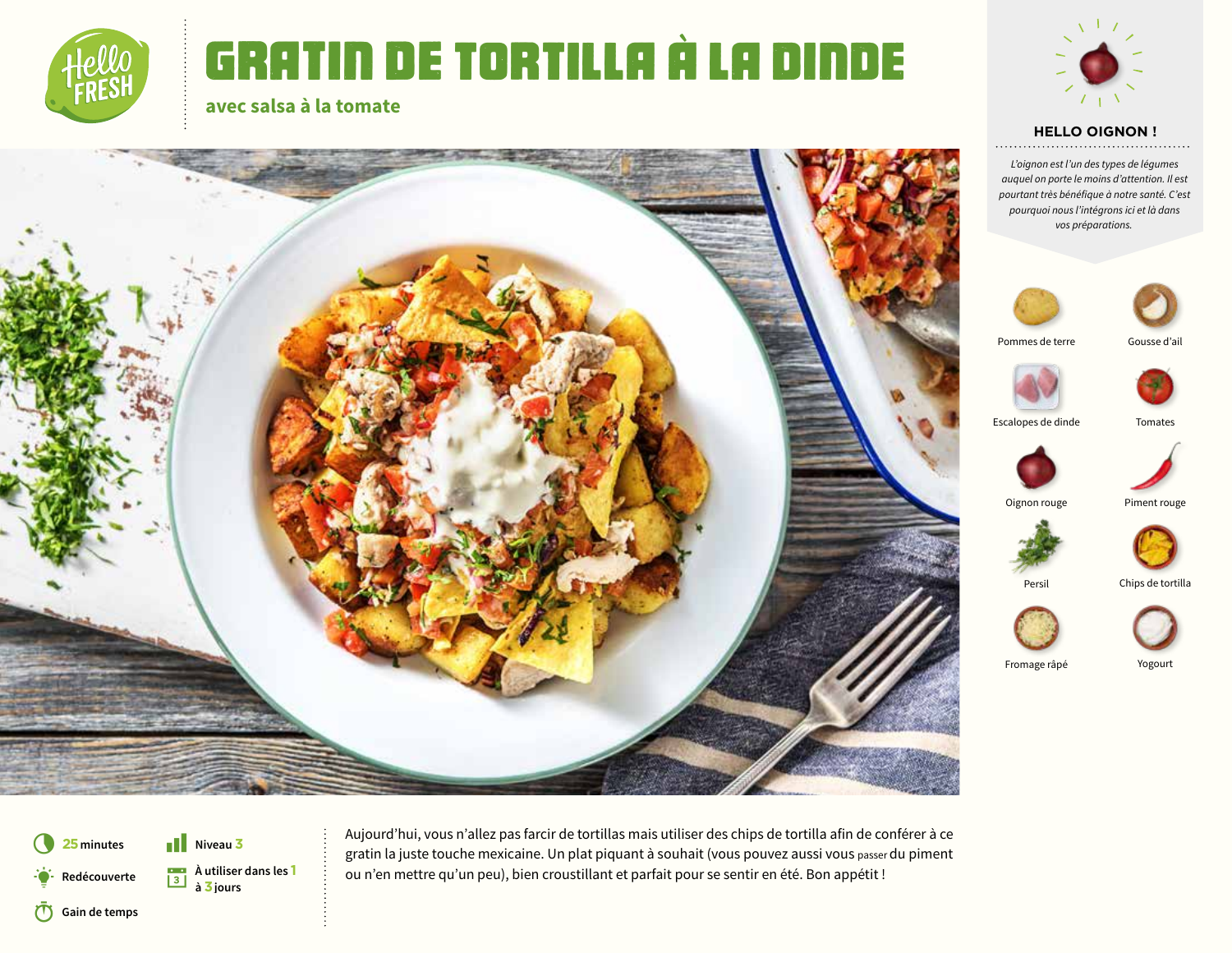# GRATIN DE TORTILLA À LA DINDE

## avec salsa à la tomate

### HELLO OIGNON !

*L'oignon est l'un des types de légumes auquel on porte le moins d'attention. Il est pourtant très bénéfique à notre santé. C'est pourquoi nous l'intégrons ici et là dans vos préparations.*

- Pommes de terre
- Gousse d'ail
- Escalopes de dinde
- Tomates
- Oignon rouge
- Piment rouge
- Persil
- Chips de tortilla
- Fromage râpé
- Yogourt

**25 minutes**

**Niveau 3**

**Redécouverte**

**À utiliser dans les 1 à 3 jours**

**Gain de temps**

Aujourd'hui, vous n'allez pas farcir de tortillas mais utiliser des chips de tortilla afin de conférer à ce gratin la juste touche mexicaine. Un plat piquant à souhait (vous pouvez aussi vous passer du piment ou n'en mettre qu'un peu), bien croustillant et parfait pour se sentir en été. Bon appétit !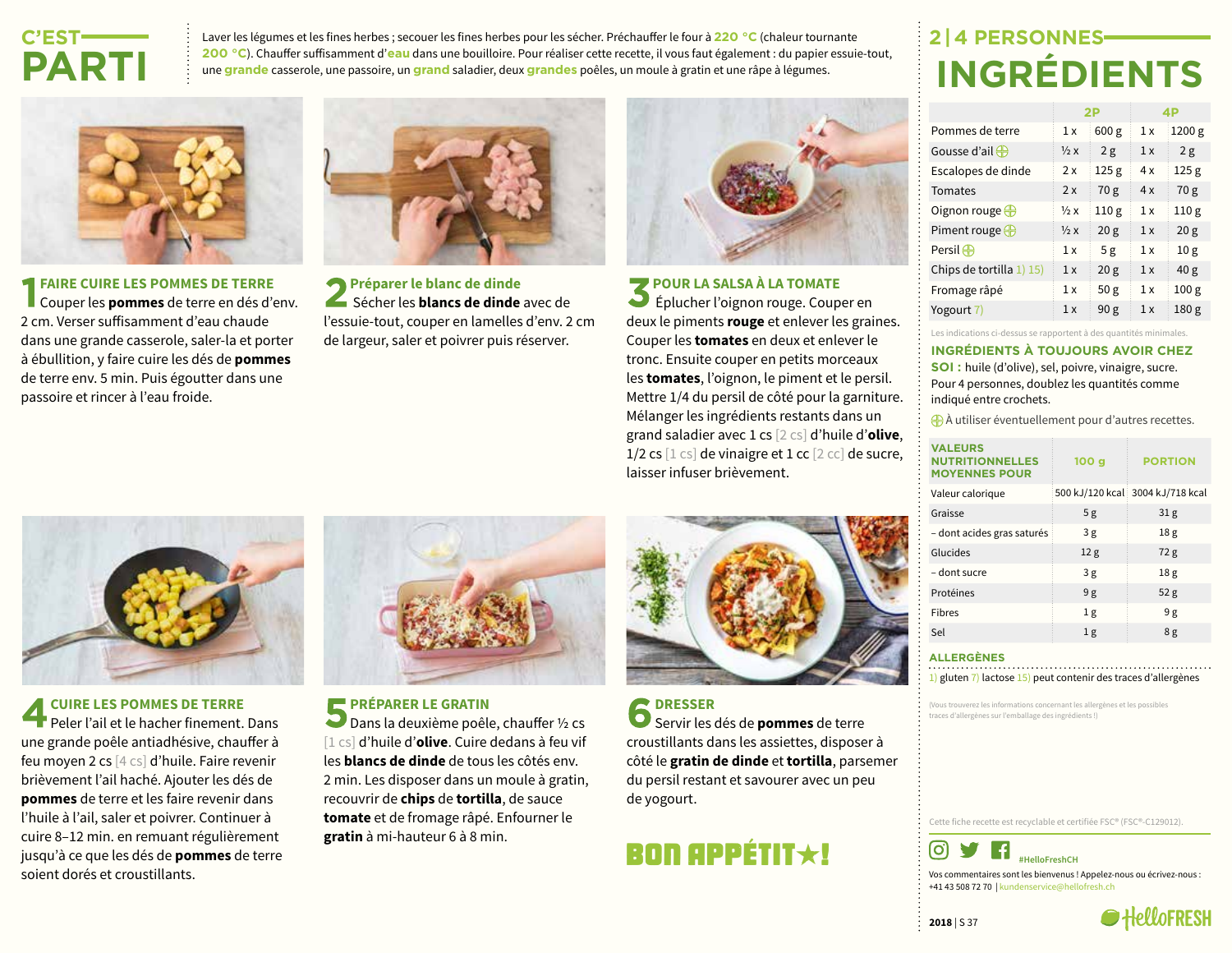# C'EST PARTI

Laver les légumes et les fines herbes ; secouer les fines herbes pour les sécher. Préchauffer le four à **220 °C** (chaleur tournante **200 °C**). Chauffer suffisamment d'**eau** dans une bouilloire. Pour réaliser cette recette, il vous faut également : du papier essuie-tout, une **grande** casserole, une passoire, un **grand** saladier, deux **grandes** poêles, un moule à gratin et une râpe à légumes.

### 1 FAIRE CUIRE LES POMMES DE TERRE

Couper les **pommes** de terre en dés d'env. 2 cm. Verser suffisamment d'eau chaude dans une grande casserole, saler-la et porter à ébullition, y faire cuire les dés de **pommes** de terre env. 5 min. Puis égoutter dans une passoire et rincer à l'eau froide.

### 2 Préparer le blanc de dinde

Sécher les **blancs de dinde** avec de l'essuie-tout, couper en lamelles d'env. 2 cm de largeur, saler et poivrer puis réserver.

### 3 POUR LA SALSA À LA TOMATE

Éplucher l'oignon rouge. Couper en deux le piments **rouge** et enlever les graines. Couper les **tomates** en deux et enlever le tronc. Ensuite couper en petits morceaux les **tomates**, l'oignon, le piment et le persil. Mettre 1/4 du persil de côté pour la garniture. Mélanger les ingrédients restants dans un grand saladier avec 1 cs [2 cs] d'huile d'**olive**, 1/2 cs [1 cs] de vinaigre et 1 cc [2 cc] de sucre, laisser infuser brièvement.

### 4 CUIRE LES POMMES DE TERRE

Peler l'ail et le hacher finement. Dans une grande poêle antiadhésive, chauffer à feu moyen 2 cs [4 cs] d'huile. Faire revenir brièvement l'ail haché. Ajouter les dés de **pommes** de terre et les faire revenir dans l'huile à l'ail, saler et poivrer. Continuer à cuire 8–12 min. en remuant régulièrement jusqu'à ce que les dés de **pommes** de terre soient dorés et croustillants.

### 5 PRÉPARER LE GRATIN

Dans la deuxième poêle, chauffer ½ cs [1 cs] d'huile d'**olive**. Cuire dedans à feu vif les **blancs de dinde** de tous les côtés env. 2 min. Les disposer dans un moule à gratin, recouvrir de **chips** de **tortilla**, de sauce **tomate** et de fromage râpé. Enfourner le **gratin** à mi-hauteur 6 à 8 min.

### 6 DRESSER

Servir les dés de **pommes** de terre dans les assiettes, disposer à côté le **gratin de dinde** et **tortilla**, parsemer du persil restant et savourer avec un peu de yogourt.

**BON APPÉTIT★!**

## 2 | 4 PERSONNES
# INGRÉDIENTS

| | 2P | | 4P | |
|---|---|---|---|---|
| Pommes de terre | 1 x | 600 g | 1 x | 1200 g |
| Gousse d'ail ⊕ | ½ x | 2 g | 1 x | 2 g |
| Escalopes de dinde | 2 x | 125 g | 4 x | 125 g |
| Tomates | 2 x | 70 g | 4 x | 70 g |
| Oignon rouge ⊕ | ½ x | 110 g | 1 x | 110 g |
| Piment rouge ⊕ | ½ x | 20 g | 1 x | 20 g |
| Persil ⊕ | 1 x | 5 g | 1 x | 10 g |
| Chips de tortilla 1) 15) | 1 x | 20 g | 1 x | 40 g |
| Fromage râpé | 1 x | 50 g | 1 x | 100 g |
| Yogourt 7) | 1 x | 90 g | 1 x | 180 g |

Les indications ci-dessus se rapportent à des quantités minimales.

**INGRÉDIENTS À TOUJOURS AVOIR CHEZ SOI :** huile (d'olive), sel, poivre, vinaigre, sucre. Pour 4 personnes, doublez les quantités comme indiqué entre crochets.

⊕ À utiliser éventuellement pour d'autres recettes.

| VALEURS NUTRITIONNELLES MOYENNES POUR | 100 g | PORTION |
|---|---|---|
| Valeur calorique | 500 kJ/120 kcal | 3004 kJ/718 kcal |
| Graisse | 5 g | 31 g |
| – dont acides gras saturés | 3 g | 18 g |
| Glucides | 12 g | 72 g |
| – dont sucre | 3 g | 18 g |
| Protéines | 9 g | 52 g |
| Fibres | 1 g | 9 g |
| Sel | 1 g | 8 g |

**ALLERGÈNES**

1) gluten 7) lactose 15) peut contenir des traces d'allergènes

(Vous trouverez les informations concernant les allergènes et les possibles traces d'allergènes sur l'emballage des ingrédients !)

Cette fiche recette est recyclable et certifiée FSC® (FSC®-C129012).

#HelloFreshCH

Vos commentaires sont les bienvenus ! Appelez-nous ou écrivez-nous : +41 43 508 72 70 | kundenservice@hellofresh.ch

**2018** | S 37

HelloFRESH